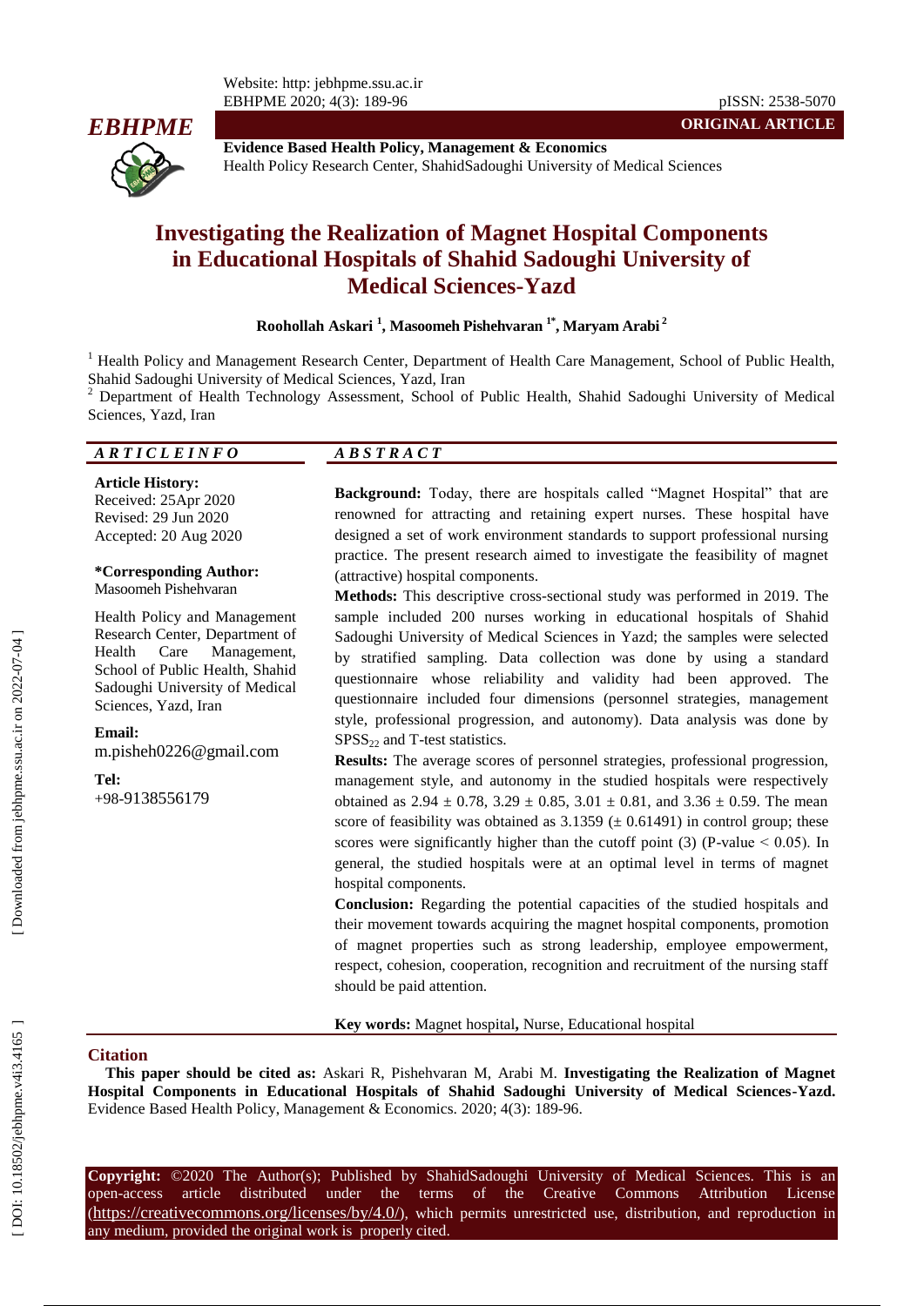**ORIGINAL ARTICLE**

**Evidence Based Health Policy, Management & Economics**
Health Policy Research Center, ShahidSadoughi University of Medical Sciences

# Investigating the Realization of Magnet Hospital Components in Educational Hospitals of Shahid Sadoughi University of Medical Sciences-Yazd

**Roohollah Askari [1], Masoomeh Pishehvaran [1*], Maryam Arabi [2]**

[1] Health Policy and Management Research Center, Department of Health Care Management, School of Public Health, Shahid Sadoughi University of Medical Sciences, Yazd, Iran
[2] Department of Health Technology Assessment, School of Public Health, Shahid Sadoughi University of Medical Sciences, Yazd, Iran

## ARTICLE INFO

**Article History:**
Received: 25Apr 2020
Revised: 29 Jun 2020
Accepted: 20 Aug 2020

**\*Corresponding Author:**
Masoomeh Pishehvaran

Health Policy and Management Research Center, Department of Health Care Management, School of Public Health, Shahid Sadoughi University of Medical Sciences, Yazd, Iran

**Email:**
m.pisheh0226@gmail.com

**Tel:**
+98-9138556179

## ABSTRACT

**Background:** Today, there are hospitals called "Magnet Hospital" that are renowned for attracting and retaining expert nurses. These hospital have designed a set of work environment standards to support professional nursing practice. The present research aimed to investigate the feasibility of magnet (attractive) hospital components.

**Methods:** This descriptive cross-sectional study was performed in 2019. The sample included 200 nurses working in educational hospitals of Shahid Sadoughi University of Medical Sciences in Yazd; the samples were selected by stratified sampling. Data collection was done by using a standard questionnaire whose reliability and validity had been approved. The questionnaire included four dimensions (personnel strategies, management style, professional progression, and autonomy). Data analysis was done by $SPSS_{22}$ and T-test statistics.

**Results:** The average scores of personnel strategies, professional progression, management style, and autonomy in the studied hospitals were respectively obtained as $2.94 \pm 0.78$, $3.29 \pm 0.85$, $3.01 \pm 0.81$, and $3.36 \pm 0.59$. The mean score of feasibility was obtained as 3.1359 ($\pm$ 0.61491) in control group; these scores were significantly higher than the cutoff point (3) (P-value $< 0.05$). In general, the studied hospitals were at an optimal level in terms of magnet hospital components.

**Conclusion:** Regarding the potential capacities of the studied hospitals and their movement towards acquiring the magnet hospital components, promotion of magnet properties such as strong leadership, employee empowerment, respect, cohesion, cooperation, recognition and recruitment of the nursing staff should be paid attention.

**Key words:** Magnet hospital**,** Nurse, Educational hospital

## Citation

**This paper should be cited as:** Askari R, Pishehvaran M, Arabi M. **Investigating the Realization of Magnet Hospital Components in Educational Hospitals of Shahid Sadoughi University of Medical Sciences-Yazd.** Evidence Based Health Policy, Management & Economics. 2020; 4(3): 189-96.

**Copyright:** ©2020 The Author(s); Published by ShahidSadoughi University of Medical Sciences. This is an open-access article distributed under the terms of the Creative Commons Attribution License (https://creativecommons.org/licenses/by/4.0/), which permits unrestricted use, distribution, and reproduction in any medium, provided the original work is properly cited.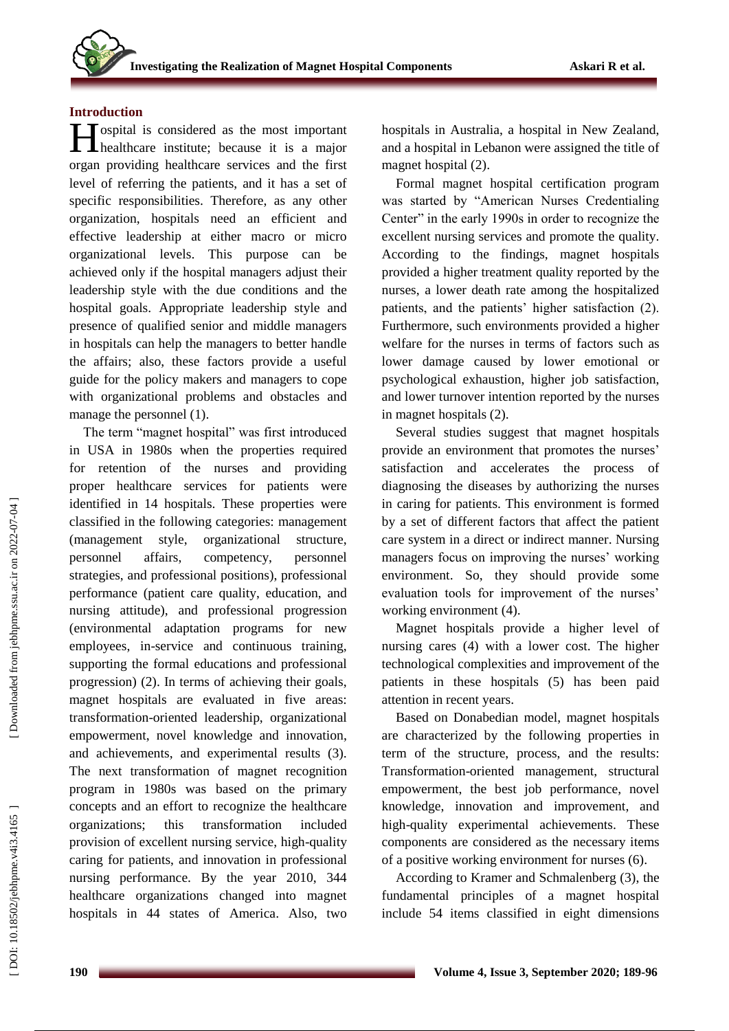## Introduction

Hospital is considered as the most important healthcare institute; because it is a major organ providing healthcare services and the first level of referring the patients, and it has a set of specific responsibilities. Therefore, as any other organization, hospitals need an efficient and effective leadership at either macro or micro organizational levels. This purpose can be achieved only if the hospital managers adjust their leadership style with the due conditions and the hospital goals. Appropriate leadership style and presence of qualified senior and middle managers in hospitals can help the managers to better handle the affairs; also, these factors provide a useful guide for the policy makers and managers to cope with organizational problems and obstacles and manage the personnel (1).

The term "magnet hospital" was first introduced in USA in 1980s when the properties required for retention of the nurses and providing proper healthcare services for patients were identified in 14 hospitals. These properties were classified in the following categories: management (management style, organizational structure, personnel affairs, competency, personnel strategies, and professional positions), professional performance (patient care quality, education, and nursing attitude), and professional progression (environmental adaptation programs for new employees, in-service and continuous training, supporting the formal educations and professional progression) (2). In terms of achieving their goals, magnet hospitals are evaluated in five areas: transformation-oriented leadership, organizational empowerment, novel knowledge and innovation, and achievements, and experimental results (3). The next transformation of magnet recognition program in 1980s was based on the primary concepts and an effort to recognize the healthcare organizations; this transformation included provision of excellent nursing service, high-quality caring for patients, and innovation in professional nursing performance. By the year 2010, 344 healthcare organizations changed into magnet hospitals in 44 states of America. Also, two hospitals in Australia, a hospital in New Zealand, and a hospital in Lebanon were assigned the title of magnet hospital (2).

Formal magnet hospital certification program was started by "American Nurses Credentialing Center" in the early 1990s in order to recognize the excellent nursing services and promote the quality. According to the findings, magnet hospitals provided a higher treatment quality reported by the nurses, a lower death rate among the hospitalized patients, and the patients' higher satisfaction (2). Furthermore, such environments provided a higher welfare for the nurses in terms of factors such as lower damage caused by lower emotional or psychological exhaustion, higher job satisfaction, and lower turnover intention reported by the nurses in magnet hospitals (2).

Several studies suggest that magnet hospitals provide an environment that promotes the nurses' satisfaction and accelerates the process of diagnosing the diseases by authorizing the nurses in caring for patients. This environment is formed by a set of different factors that affect the patient care system in a direct or indirect manner. Nursing managers focus on improving the nurses' working environment. So, they should provide some evaluation tools for improvement of the nurses' working environment (4).

Magnet hospitals provide a higher level of nursing cares (4) with a lower cost. The higher technological complexities and improvement of the patients in these hospitals (5) has been paid attention in recent years.

Based on Donabedian model, magnet hospitals are characterized by the following properties in term of the structure, process, and the results: Transformation-oriented management, structural empowerment, the best job performance, novel knowledge, innovation and improvement, and high-quality experimental achievements. These components are considered as the necessary items of a positive working environment for nurses (6).

According to Kramer and Schmalenberg (3), the fundamental principles of a magnet hospital include 54 items classified in eight dimensions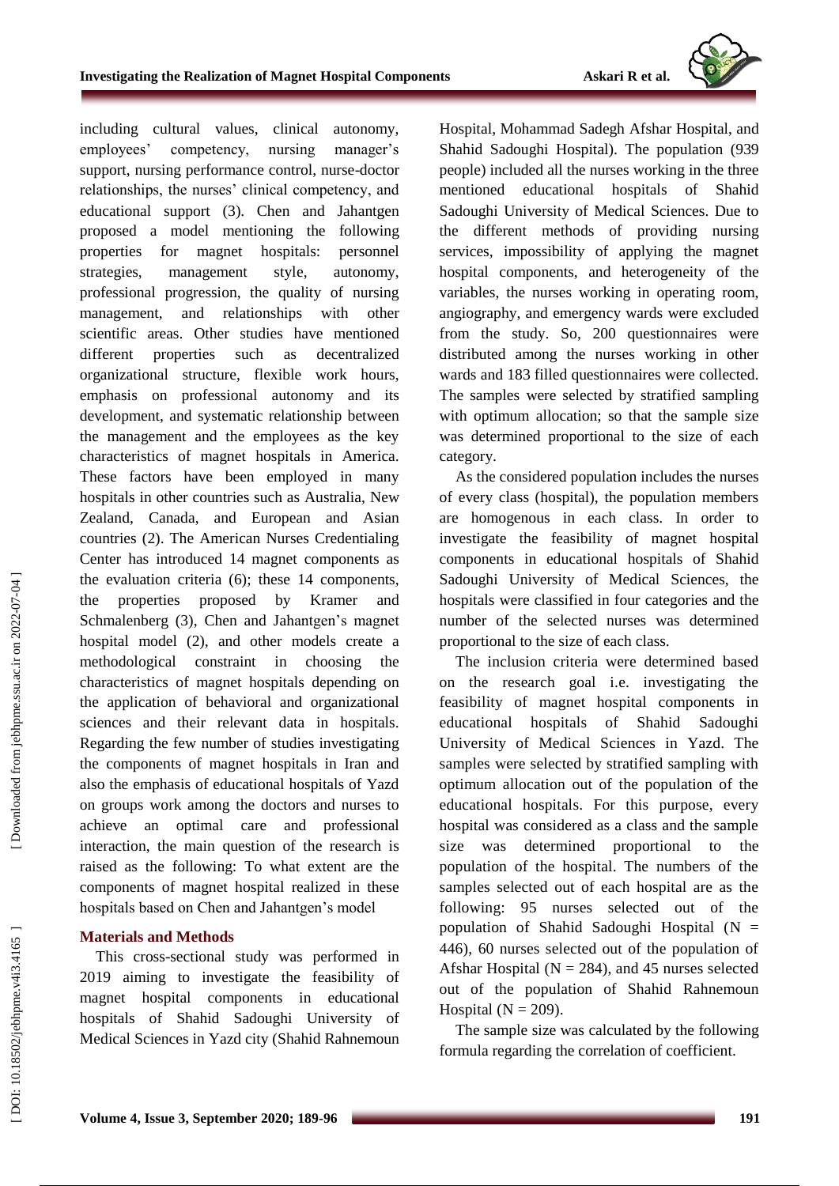including cultural values, clinical autonomy, employees' competency, nursing manager's support, nursing performance control, nurse-doctor relationships, the nurses' clinical competency, and educational support (3). Chen and Jahantgen proposed a model mentioning the following properties for magnet hospitals: personnel strategies, management style, autonomy, professional progression, the quality of nursing management, and relationships with other scientific areas. Other studies have mentioned different properties such as decentralized organizational structure, flexible work hours, emphasis on professional autonomy and its development, and systematic relationship between the management and the employees as the key characteristics of magnet hospitals in America. These factors have been employed in many hospitals in other countries such as Australia, New Zealand, Canada, and European and Asian countries (2). The American Nurses Credentialing Center has introduced 14 magnet components as the evaluation criteria (6); these 14 components, the properties proposed by Kramer and Schmalenberg (3), Chen and Jahantgen's magnet hospital model (2), and other models create a methodological constraint in choosing the characteristics of magnet hospitals depending on the application of behavioral and organizational sciences and their relevant data in hospitals. Regarding the few number of studies investigating the components of magnet hospitals in Iran and also the emphasis of educational hospitals of Yazd on groups work among the doctors and nurses to achieve an optimal care and professional interaction, the main question of the research is raised as the following: To what extent are the components of magnet hospital realized in these hospitals based on Chen and Jahantgen's model

## Materials and Methods

This cross-sectional study was performed in 2019 aiming to investigate the feasibility of magnet hospital components in educational hospitals of Shahid Sadoughi University of Medical Sciences in Yazd city (Shahid Rahnemoun Hospital, Mohammad Sadegh Afshar Hospital, and Shahid Sadoughi Hospital). The population (939 people) included all the nurses working in the three mentioned educational hospitals of Shahid Sadoughi University of Medical Sciences. Due to the different methods of providing nursing services, impossibility of applying the magnet hospital components, and heterogeneity of the variables, the nurses working in operating room, angiography, and emergency wards were excluded from the study. So, 200 questionnaires were distributed among the nurses working in other wards and 183 filled questionnaires were collected. The samples were selected by stratified sampling with optimum allocation; so that the sample size was determined proportional to the size of each category.

As the considered population includes the nurses of every class (hospital), the population members are homogenous in each class. In order to investigate the feasibility of magnet hospital components in educational hospitals of Shahid Sadoughi University of Medical Sciences, the hospitals were classified in four categories and the number of the selected nurses was determined proportional to the size of each class.

The inclusion criteria were determined based on the research goal i.e. investigating the feasibility of magnet hospital components in educational hospitals of Shahid Sadoughi University of Medical Sciences in Yazd. The samples were selected by stratified sampling with optimum allocation out of the population of the educational hospitals. For this purpose, every hospital was considered as a class and the sample size was determined proportional to the population of the hospital. The numbers of the samples selected out of each hospital are as the following: 95 nurses selected out of the population of Shahid Sadoughi Hospital ($N = 446$), 60 nurses selected out of the population of Afshar Hospital ($N = 284$), and 45 nurses selected out of the population of Shahid Rahnemoun Hospital ($N = 209$).

The sample size was calculated by the following formula regarding the correlation of coefficient.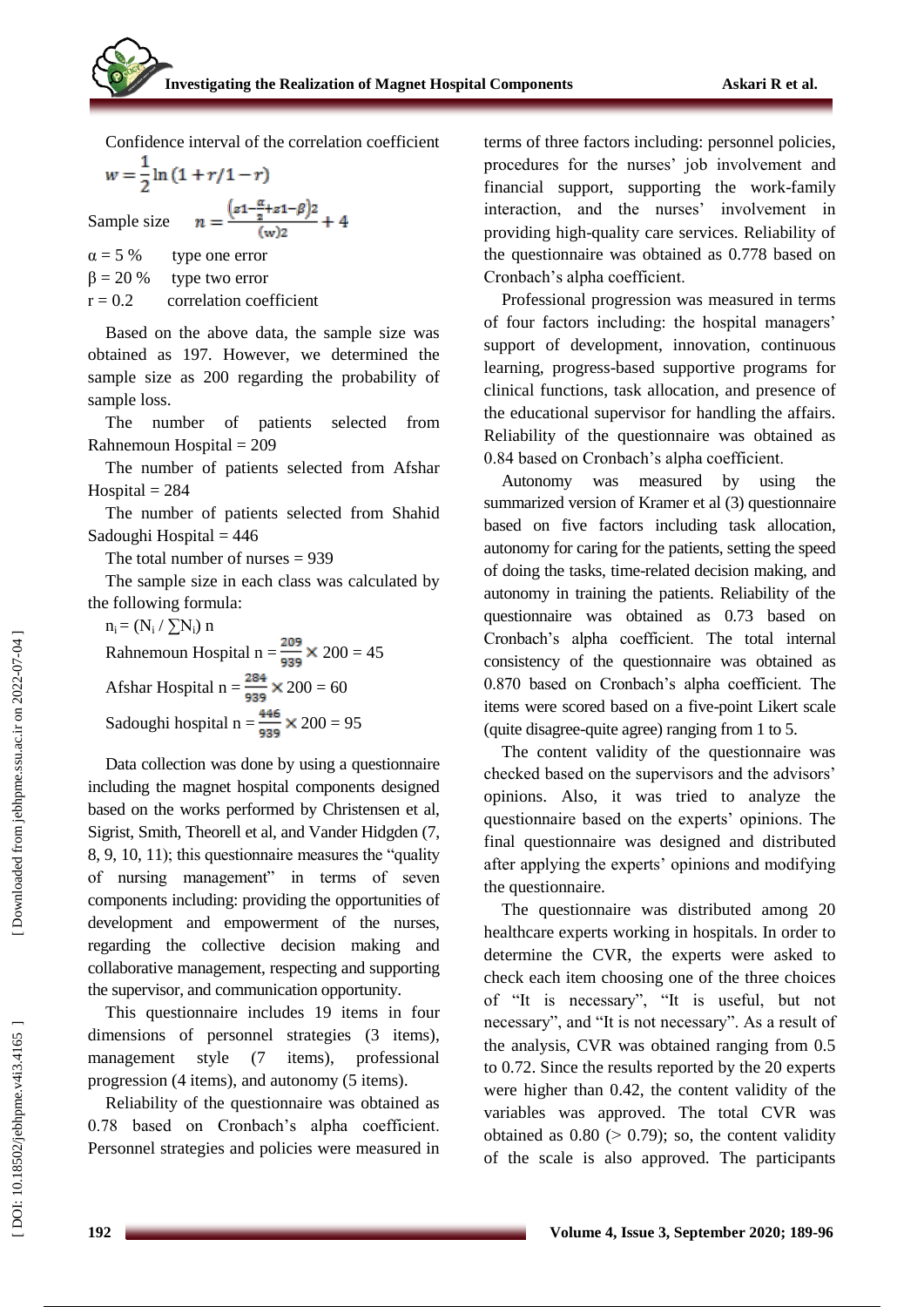Confidence interval of the correlation coefficient

$$w = \frac{1}{2}\ln\left(1 + r/1 - r\right)$$

Sample size $$n = \frac{\left(z1-\frac{\alpha}{2}+z1-\beta\right)2}{(w)2} + 4$$

$\alpha = 5\ \%$ type one error

$\beta = 20\ \%$ type two error

$r = 0.2$ correlation coefficient

Based on the above data, the sample size was obtained as 197. However, we determined the sample size as 200 regarding the probability of sample loss.

The number of patients selected from Rahnemoun Hospital = 209

The number of patients selected from Afshar Hospital = 284

The number of patients selected from Shahid Sadoughi Hospital = 446

The total number of nurses = 939

The sample size in each class was calculated by the following formula:

$n_i = (N_i / \sum N_i)\ n$

Rahnemoun Hospital $n = \frac{209}{939} \times 200 = 45$

Afshar Hospital $n = \frac{284}{939} \times 200 = 60$

Sadoughi hospital $n = \frac{446}{939} \times 200 = 95$

Data collection was done by using a questionnaire including the magnet hospital components designed based on the works performed by Christensen et al, Sigrist, Smith, Theorell et al, and Vander Hidgden (7, 8, 9, 10, 11); this questionnaire measures the "quality of nursing management" in terms of seven components including: providing the opportunities of development and empowerment of the nurses, regarding the collective decision making and collaborative management, respecting and supporting the supervisor, and communication opportunity.

This questionnaire includes 19 items in four dimensions of personnel strategies (3 items), management style (7 items), professional progression (4 items), and autonomy (5 items).

Reliability of the questionnaire was obtained as 0.78 based on Cronbach's alpha coefficient. Personnel strategies and policies were measured in terms of three factors including: personnel policies, procedures for the nurses' job involvement and financial support, supporting the work-family interaction, and the nurses' involvement in providing high-quality care services. Reliability of the questionnaire was obtained as 0.778 based on Cronbach's alpha coefficient.

Professional progression was measured in terms of four factors including: the hospital managers' support of development, innovation, continuous learning, progress-based supportive programs for clinical functions, task allocation, and presence of the educational supervisor for handling the affairs. Reliability of the questionnaire was obtained as 0.84 based on Cronbach's alpha coefficient.

Autonomy was measured by using the summarized version of Kramer et al (3) questionnaire based on five factors including task allocation, autonomy for caring for the patients, setting the speed of doing the tasks, time-related decision making, and autonomy in training the patients. Reliability of the questionnaire was obtained as 0.73 based on Cronbach's alpha coefficient. The total internal consistency of the questionnaire was obtained as 0.870 based on Cronbach's alpha coefficient. The items were scored based on a five-point Likert scale (quite disagree-quite agree) ranging from 1 to 5.

The content validity of the questionnaire was checked based on the supervisors and the advisors' opinions. Also, it was tried to analyze the questionnaire based on the experts' opinions. The final questionnaire was designed and distributed after applying the experts' opinions and modifying the questionnaire.

The questionnaire was distributed among 20 healthcare experts working in hospitals. In order to determine the CVR, the experts were asked to check each item choosing one of the three choices of "It is necessary", "It is useful, but not necessary", and "It is not necessary". As a result of the analysis, CVR was obtained ranging from 0.5 to 0.72. Since the results reported by the 20 experts were higher than 0.42, the content validity of the variables was approved. The total CVR was obtained as 0.80 (> 0.79); so, the content validity of the scale is also approved. The participants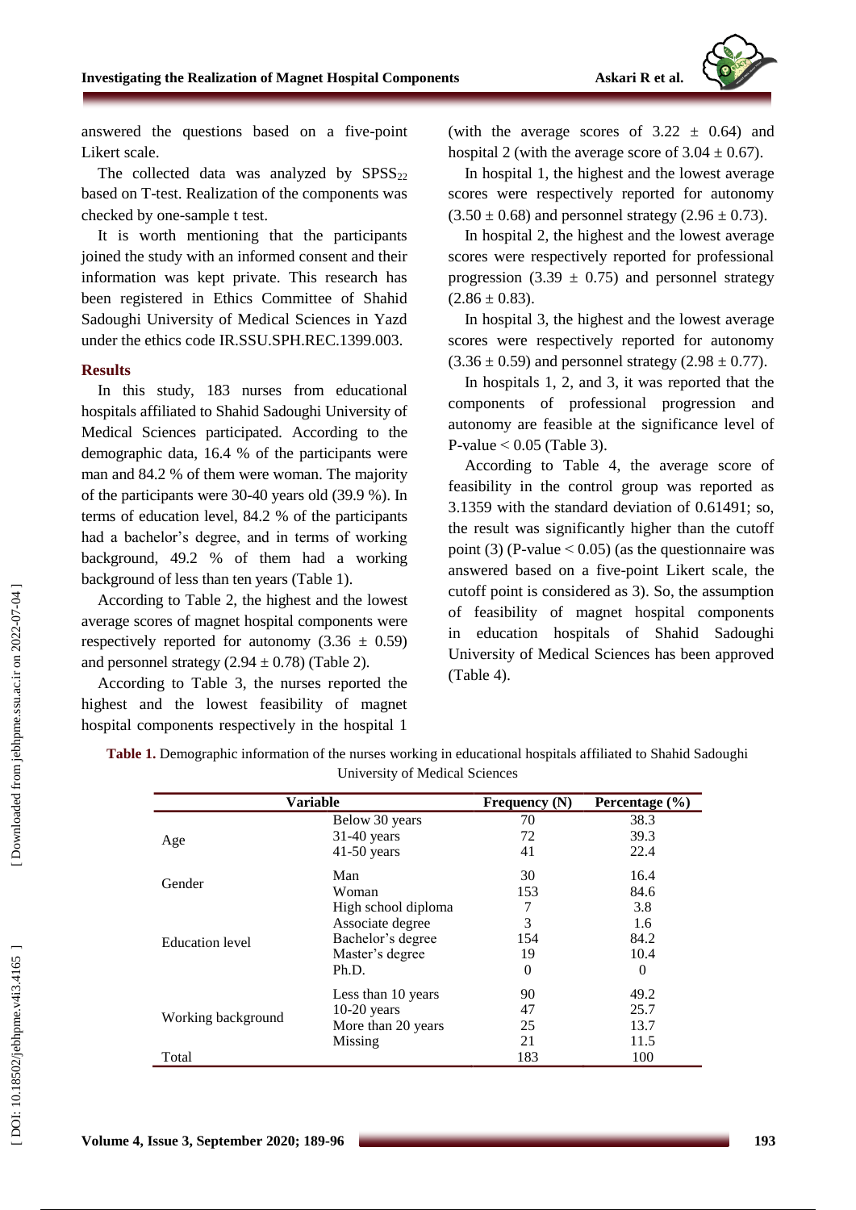answered the questions based on a five-point Likert scale.

The collected data was analyzed by $SPSS_{22}$ based on T-test. Realization of the components was checked by one-sample t test.

It is worth mentioning that the participants joined the study with an informed consent and their information was kept private. This research has been registered in Ethics Committee of Shahid Sadoughi University of Medical Sciences in Yazd under the ethics code IR.SSU.SPH.REC.1399.003.

## Results

In this study, 183 nurses from educational hospitals affiliated to Shahid Sadoughi University of Medical Sciences participated. According to the demographic data, 16.4 % of the participants were man and 84.2 % of them were woman. The majority of the participants were 30-40 years old (39.9 %). In terms of education level, 84.2 % of the participants had a bachelor's degree, and in terms of working background, 49.2 % of them had a working background of less than ten years (Table 1).

According to Table 2, the highest and the lowest average scores of magnet hospital components were respectively reported for autonomy (3.36 ± 0.59) and personnel strategy (2.94 ± 0.78) (Table 2).

According to Table 3, the nurses reported the highest and the lowest feasibility of magnet hospital components respectively in the hospital 1 (with the average scores of 3.22 ± 0.64) and hospital 2 (with the average score of 3.04 ± 0.67).

In hospital 1, the highest and the lowest average scores were respectively reported for autonomy (3.50 ± 0.68) and personnel strategy (2.96 ± 0.73).

In hospital 2, the highest and the lowest average scores were respectively reported for professional progression (3.39 ± 0.75) and personnel strategy (2.86 ± 0.83).

In hospital 3, the highest and the lowest average scores were respectively reported for autonomy (3.36 ± 0.59) and personnel strategy (2.98 ± 0.77).

In hospitals 1, 2, and 3, it was reported that the components of professional progression and autonomy are feasible at the significance level of P-value < 0.05 (Table 3).

According to Table 4, the average score of feasibility in the control group was reported as 3.1359 with the standard deviation of 0.61491; so, the result was significantly higher than the cutoff point (3) (P-value < 0.05) (as the questionnaire was answered based on a five-point Likert scale, the cutoff point is considered as 3). So, the assumption of feasibility of magnet hospital components in education hospitals of Shahid Sadoughi University of Medical Sciences has been approved (Table 4).

**Table 1.** Demographic information of the nurses working in educational hospitals affiliated to Shahid Sadoughi University of Medical Sciences

| Variable | | Frequency (N) | Percentage (%) |
|---|---|---|---|
| Age | Below 30 years | 70 | 38.3 |
| | 31-40 years | 72 | 39.3 |
| | 41-50 years | 41 | 22.4 |
| Gender | Man | 30 | 16.4 |
| | Woman | 153 | 84.6 |
| Education level | High school diploma | 7 | 3.8 |
| | Associate degree | 3 | 1.6 |
| | Bachelor's degree | 154 | 84.2 |
| | Master's degree | 19 | 10.4 |
| | Ph.D. | 0 | 0 |
| Working background | Less than 10 years | 90 | 49.2 |
| | 10-20 years | 47 | 25.7 |
| | More than 20 years | 25 | 13.7 |
| | Missing | 21 | 11.5 |
| Total | | 183 | 100 |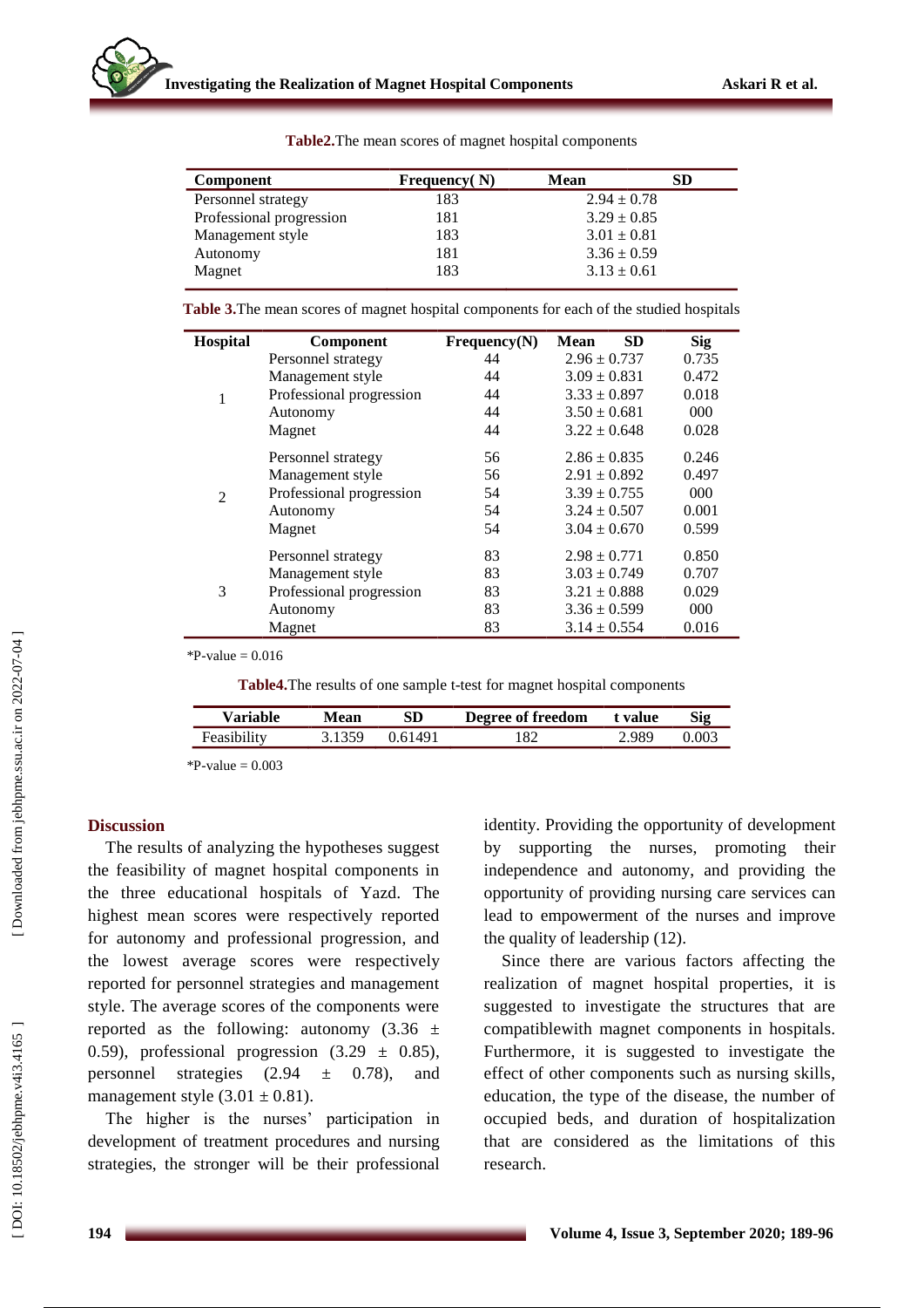**Table2.** The mean scores of magnet hospital components

| Component | Frequency( N) | Mean SD |
|---|---|---|
| Personnel strategy | 183 | 2.94 ± 0.78 |
| Professional progression | 181 | 3.29 ± 0.85 |
| Management style | 183 | 3.01 ± 0.81 |
| Autonomy | 181 | 3.36 ± 0.59 |
| Magnet | 183 | 3.13 ± 0.61 |

**Table 3.** The mean scores of magnet hospital components for each of the studied hospitals

| Hospital | Component | Frequency(N) | Mean SD | Sig |
|---|---|---|---|---|
| 1 | Personnel strategy | 44 | 2.96 ± 0.737 | 0.735 |
| | Management style | 44 | 3.09 ± 0.831 | 0.472 |
| | Professional progression | 44 | 3.33 ± 0.897 | 0.018 |
| | Autonomy | 44 | 3.50 ± 0.681 | 000 |
| | Magnet | 44 | 3.22 ± 0.648 | 0.028 |
| 2 | Personnel strategy | 56 | 2.86 ± 0.835 | 0.246 |
| | Management style | 56 | 2.91 ± 0.892 | 0.497 |
| | Professional progression | 54 | 3.39 ± 0.755 | 000 |
| | Autonomy | 54 | 3.24 ± 0.507 | 0.001 |
| | Magnet | 54 | 3.04 ± 0.670 | 0.599 |
| 3 | Personnel strategy | 83 | 2.98 ± 0.771 | 0.850 |
| | Management style | 83 | 3.03 ± 0.749 | 0.707 |
| | Professional progression | 83 | 3.21 ± 0.888 | 0.029 |
| | Autonomy | 83 | 3.36 ± 0.599 | 000 |
| | Magnet | 83 | 3.14 ± 0.554 | 0.016 |

*P-value = 0.016

**Table4.** The results of one sample t-test for magnet hospital components

| Variable | Mean | SD | Degree of freedom | t value | Sig |
|---|---|---|---|---|---|
| Feasibility | 3.1359 | 0.61491 | 182 | 2.989 | 0.003 |

*P-value = 0.003

## Discussion

The results of analyzing the hypotheses suggest the feasibility of magnet hospital components in the three educational hospitals of Yazd. The highest mean scores were respectively reported for autonomy and professional progression, and the lowest average scores were respectively reported for personnel strategies and management style. The average scores of the components were reported as the following: autonomy (3.36 ± 0.59), professional progression (3.29 ± 0.85), personnel strategies (2.94 ± 0.78), and management style (3.01 ± 0.81).

The higher is the nurses' participation in development of treatment procedures and nursing strategies, the stronger will be their professional identity. Providing the opportunity of development by supporting the nurses, promoting their independence and autonomy, and providing the opportunity of providing nursing care services can lead to empowerment of the nurses and improve the quality of leadership (12).

Since there are various factors affecting the realization of magnet hospital properties, it is suggested to investigate the structures that are compatiblewith magnet components in hospitals. Furthermore, it is suggested to investigate the effect of other components such as nursing skills, education, the type of the disease, the number of occupied beds, and duration of hospitalization that are considered as the limitations of this research.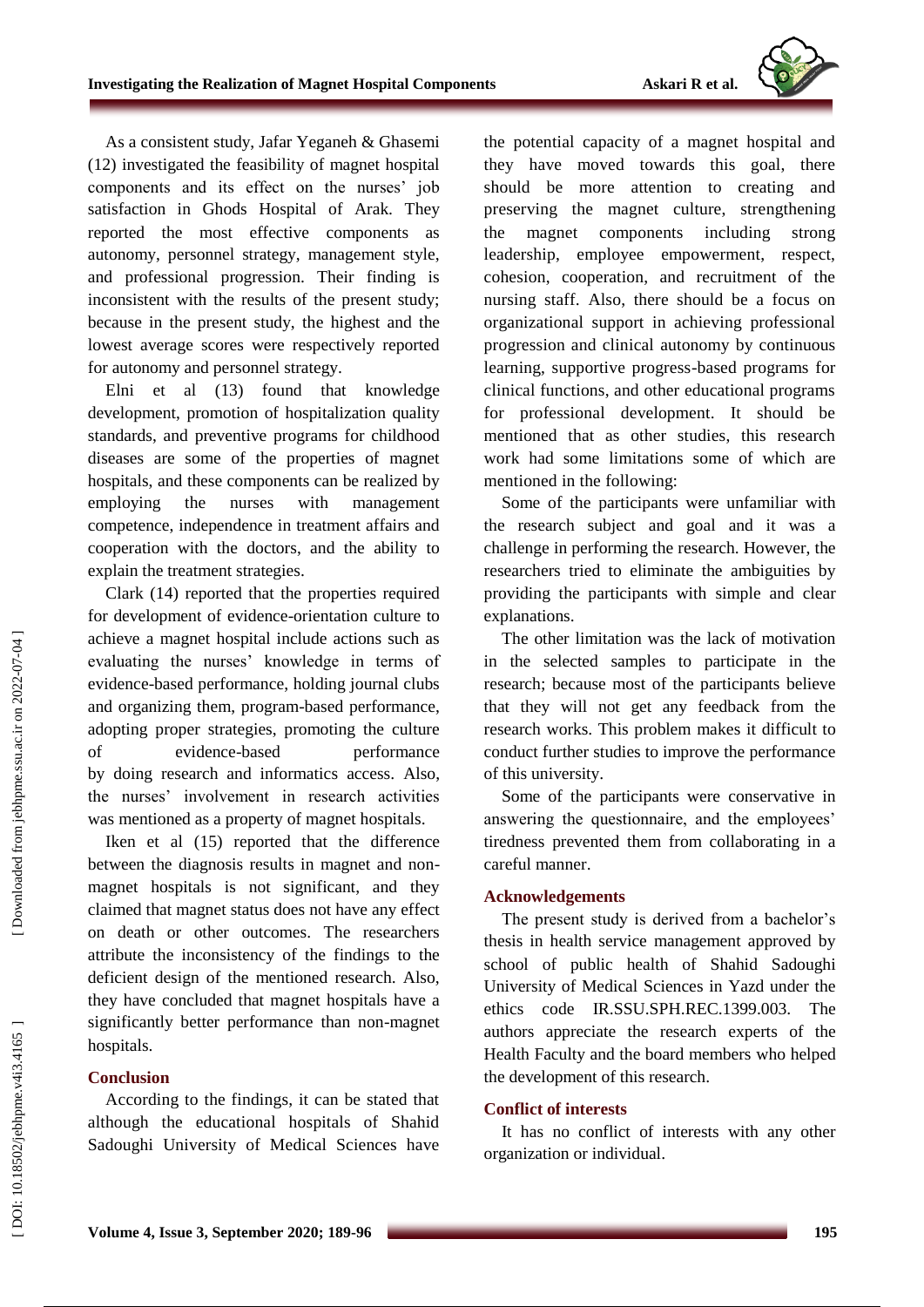As a consistent study, Jafar Yeganeh & Ghasemi (12) investigated the feasibility of magnet hospital components and its effect on the nurses' job satisfaction in Ghods Hospital of Arak. They reported the most effective components as autonomy, personnel strategy, management style, and professional progression. Their finding is inconsistent with the results of the present study; because in the present study, the highest and the lowest average scores were respectively reported for autonomy and personnel strategy.

Elni et al (13) found that knowledge development, promotion of hospitalization quality standards, and preventive programs for childhood diseases are some of the properties of magnet hospitals, and these components can be realized by employing the nurses with management competence, independence in treatment affairs and cooperation with the doctors, and the ability to explain the treatment strategies.

Clark (14) reported that the properties required for development of evidence-orientation culture to achieve a magnet hospital include actions such as evaluating the nurses' knowledge in terms of evidence-based performance, holding journal clubs and organizing them, program-based performance, adopting proper strategies, promoting the culture of evidence-based performance by doing research and informatics access. Also, the nurses' involvement in research activities was mentioned as a property of magnet hospitals.

Iken et al (15) reported that the difference between the diagnosis results in magnet and non-magnet hospitals is not significant, and they claimed that magnet status does not have any effect on death or other outcomes. The researchers attribute the inconsistency of the findings to the deficient design of the mentioned research. Also, they have concluded that magnet hospitals have a significantly better performance than non-magnet hospitals.

## Conclusion

According to the findings, it can be stated that although the educational hospitals of Shahid Sadoughi University of Medical Sciences have the potential capacity of a magnet hospital and they have moved towards this goal, there should be more attention to creating and preserving the magnet culture, strengthening the magnet components including strong leadership, employee empowerment, respect, cohesion, cooperation, and recruitment of the nursing staff. Also, there should be a focus on organizational support in achieving professional progression and clinical autonomy by continuous learning, supportive progress-based programs for clinical functions, and other educational programs for professional development. It should be mentioned that as other studies, this research work had some limitations some of which are mentioned in the following:

Some of the participants were unfamiliar with the research subject and goal and it was a challenge in performing the research. However, the researchers tried to eliminate the ambiguities by providing the participants with simple and clear explanations.

The other limitation was the lack of motivation in the selected samples to participate in the research; because most of the participants believe that they will not get any feedback from the research works. This problem makes it difficult to conduct further studies to improve the performance of this university.

Some of the participants were conservative in answering the questionnaire, and the employees' tiredness prevented them from collaborating in a careful manner.

## Acknowledgements

The present study is derived from a bachelor's thesis in health service management approved by school of public health of Shahid Sadoughi University of Medical Sciences in Yazd under the ethics code IR.SSU.SPH.REC.1399.003. The authors appreciate the research experts of the Health Faculty and the board members who helped the development of this research.

## Conflict of interests

It has no conflict of interests with any other organization or individual.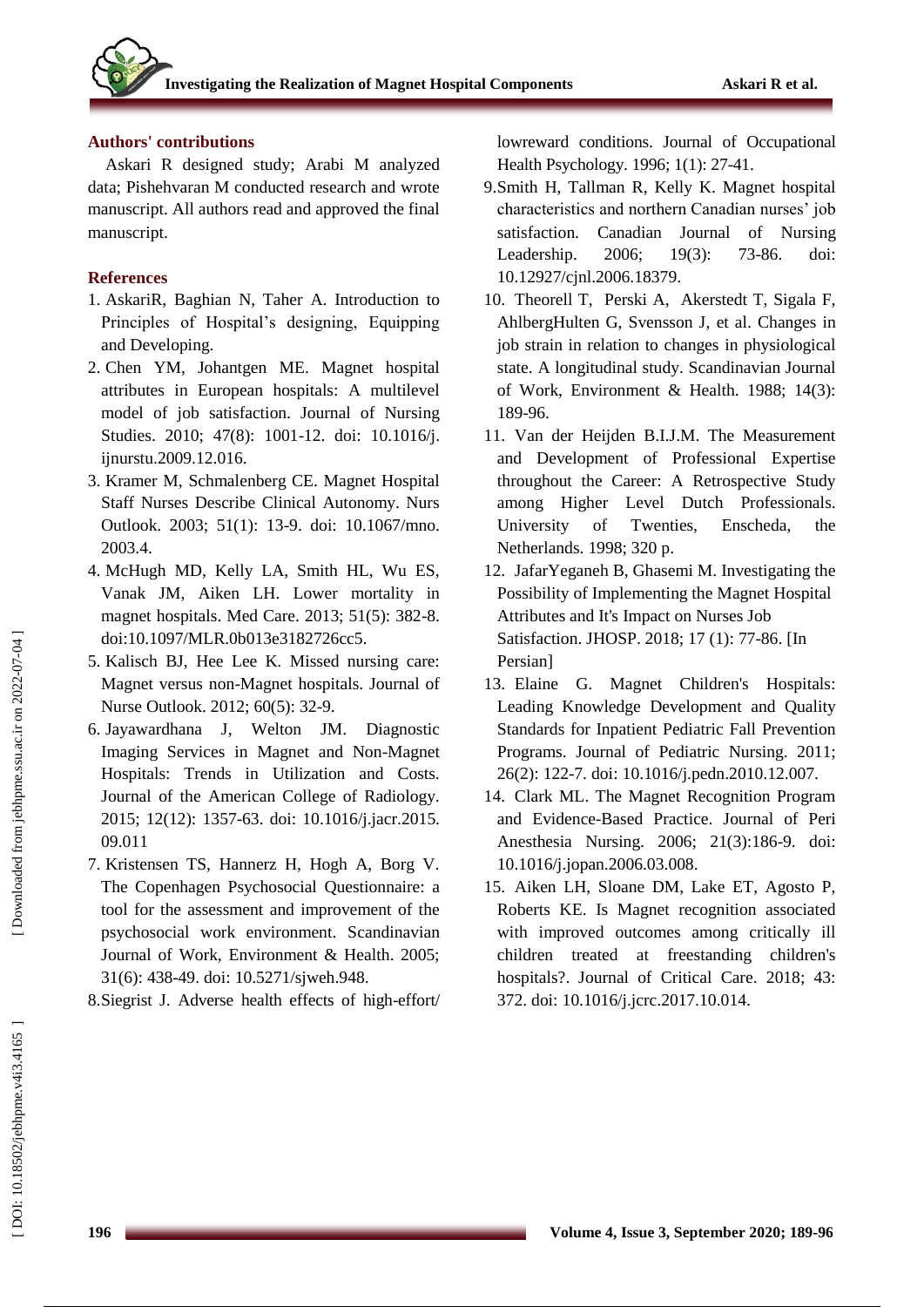## Authors' contributions

Askari R designed study; Arabi M analyzed data; Pishehvaran M conducted research and wrote manuscript. All authors read and approved the final manuscript.

## References

1. AskariR, Baghian N, Taher A. Introduction to Principles of Hospital's designing, Equipping and Developing.
2. Chen YM, Johantgen ME. Magnet hospital attributes in European hospitals: A multilevel model of job satisfaction. Journal of Nursing Studies. 2010; 47(8): 1001-12. doi: 10.1016/j. ijnurstu.2009.12.016.
3. Kramer M, Schmalenberg CE. Magnet Hospital Staff Nurses Describe Clinical Autonomy. Nurs Outlook. 2003; 51(1): 13-9. doi: 10.1067/mno. 2003.4.
4. McHugh MD, Kelly LA, Smith HL, Wu ES, Vanak JM, Aiken LH. Lower mortality in magnet hospitals. Med Care. 2013; 51(5): 382-8. doi:10.1097/MLR.0b013e3182726cc5.
5. Kalisch BJ, Hee Lee K. Missed nursing care: Magnet versus non-Magnet hospitals. Journal of Nurse Outlook. 2012; 60(5): 32-9.
6. Jayawardhana J, Welton JM. Diagnostic Imaging Services in Magnet and Non-Magnet Hospitals: Trends in Utilization and Costs. Journal of the American College of Radiology. 2015; 12(12): 1357-63. doi: 10.1016/j.jacr.2015. 09.011
7. Kristensen TS, Hannerz H, Hogh A, Borg V. The Copenhagen Psychosocial Questionnaire: a tool for the assessment and improvement of the psychosocial work environment. Scandinavian Journal of Work, Environment & Health. 2005; 31(6): 438-49. doi: 10.5271/sjweh.948.
8. Siegrist J. Adverse health effects of high-effort/ lowreward conditions. Journal of Occupational Health Psychology. 1996; 1(1): 27-41.
9. Smith H, Tallman R, Kelly K. Magnet hospital characteristics and northern Canadian nurses' job satisfaction. Canadian Journal of Nursing Leadership. 2006; 19(3): 73-86. doi: 10.12927/cjnl.2006.18379.
10. Theorell T, Perski A, Akerstedt T, Sigala F, AhlbergHulten G, Svensson J, et al. Changes in job strain in relation to changes in physiological state. A longitudinal study. Scandinavian Journal of Work, Environment & Health. 1988; 14(3): 189-96.
11. Van der Heijden B.I.J.M. The Measurement and Development of Professional Expertise throughout the Career: A Retrospective Study among Higher Level Dutch Professionals. University of Twenties, Enscheda, the Netherlands. 1998; 320 p.
12. JafarYeganeh B, Ghasemi M. Investigating the Possibility of Implementing the Magnet Hospital Attributes and It's Impact on Nurses Job Satisfaction. JHOSP. 2018; 17 (1): 77-86. [In Persian]
13. Elaine G. Magnet Children's Hospitals: Leading Knowledge Development and Quality Standards for Inpatient Pediatric Fall Prevention Programs. Journal of Pediatric Nursing. 2011; 26(2): 122-7. doi: 10.1016/j.pedn.2010.12.007.
14. Clark ML. The Magnet Recognition Program and Evidence-Based Practice. Journal of Peri Anesthesia Nursing. 2006; 21(3):186-9. doi: 10.1016/j.jopan.2006.03.008.
15. Aiken LH, Sloane DM, Lake ET, Agosto P, Roberts KE. Is Magnet recognition associated with improved outcomes among critically ill children treated at freestanding children's hospitals?. Journal of Critical Care. 2018; 43: 372. doi: 10.1016/j.jcrc.2017.10.014.